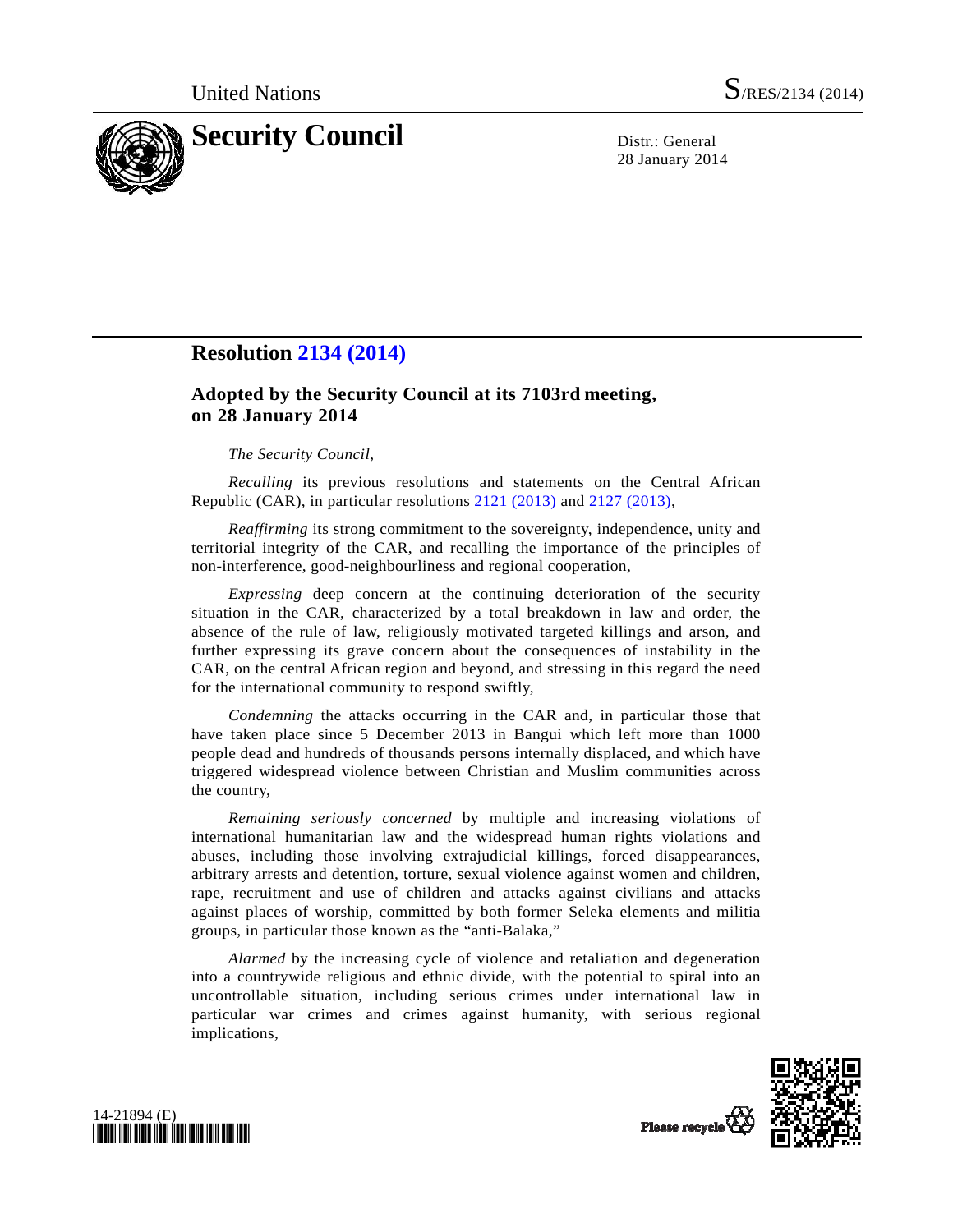United Nations S/RES/2134 (2014)

# Security Council

Distr.: General
28 January 2014

## Resolution 2134 (2014)

### Adopted by the Security Council at its 7103rd meeting, on 28 January 2014

*The Security Council*,

*Recalling* its previous resolutions and statements on the Central African Republic (CAR), in particular resolutions 2121 (2013) and 2127 (2013),

*Reaffirming* its strong commitment to the sovereignty, independence, unity and territorial integrity of the CAR, and recalling the importance of the principles of non-interference, good-neighbourliness and regional cooperation,

*Expressing* deep concern at the continuing deterioration of the security situation in the CAR, characterized by a total breakdown in law and order, the absence of the rule of law, religiously motivated targeted killings and arson, and further expressing its grave concern about the consequences of instability in the CAR, on the central African region and beyond, and stressing in this regard the need for the international community to respond swiftly,

*Condemning* the attacks occurring in the CAR and, in particular those that have taken place since 5 December 2013 in Bangui which left more than 1000 people dead and hundreds of thousands persons internally displaced, and which have triggered widespread violence between Christian and Muslim communities across the country,

*Remaining seriously concerned* by multiple and increasing violations of international humanitarian law and the widespread human rights violations and abuses, including those involving extrajudicial killings, forced disappearances, arbitrary arrests and detention, torture, sexual violence against women and children, rape, recruitment and use of children and attacks against civilians and attacks against places of worship, committed by both former Seleka elements and militia groups, in particular those known as the "anti-Balaka,"

*Alarmed* by the increasing cycle of violence and retaliation and degeneration into a countrywide religious and ethnic divide, with the potential to spiral into an uncontrollable situation, including serious crimes under international law in particular war crimes and crimes against humanity, with serious regional implications,

14-21894 (E)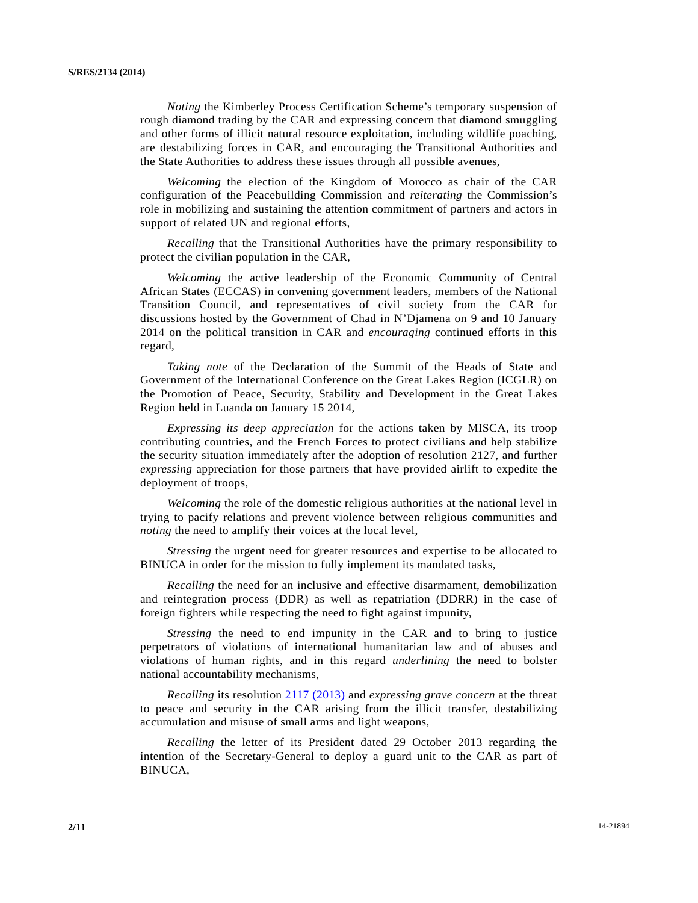*Noting* the Kimberley Process Certification Scheme's temporary suspension of rough diamond trading by the CAR and expressing concern that diamond smuggling and other forms of illicit natural resource exploitation, including wildlife poaching, are destabilizing forces in CAR, and encouraging the Transitional Authorities and the State Authorities to address these issues through all possible avenues,

*Welcoming* the election of the Kingdom of Morocco as chair of the CAR configuration of the Peacebuilding Commission and *reiterating* the Commission's role in mobilizing and sustaining the attention commitment of partners and actors in support of related UN and regional efforts,

*Recalling* that the Transitional Authorities have the primary responsibility to protect the civilian population in the CAR,

*Welcoming* the active leadership of the Economic Community of Central African States (ECCAS) in convening government leaders, members of the National Transition Council, and representatives of civil society from the CAR for discussions hosted by the Government of Chad in N'Djamena on 9 and 10 January 2014 on the political transition in CAR and *encouraging* continued efforts in this regard,

*Taking note* of the Declaration of the Summit of the Heads of State and Government of the International Conference on the Great Lakes Region (ICGLR) on the Promotion of Peace, Security, Stability and Development in the Great Lakes Region held in Luanda on January 15 2014,

*Expressing its deep appreciation* for the actions taken by MISCA, its troop contributing countries, and the French Forces to protect civilians and help stabilize the security situation immediately after the adoption of resolution 2127, and further *expressing* appreciation for those partners that have provided airlift to expedite the deployment of troops,

*Welcoming* the role of the domestic religious authorities at the national level in trying to pacify relations and prevent violence between religious communities and *noting* the need to amplify their voices at the local level,

*Stressing* the urgent need for greater resources and expertise to be allocated to BINUCA in order for the mission to fully implement its mandated tasks,

*Recalling* the need for an inclusive and effective disarmament, demobilization and reintegration process (DDR) as well as repatriation (DDRR) in the case of foreign fighters while respecting the need to fight against impunity,

*Stressing* the need to end impunity in the CAR and to bring to justice perpetrators of violations of international humanitarian law and of abuses and violations of human rights, and in this regard *underlining* the need to bolster national accountability mechanisms,

*Recalling* its resolution 2117 (2013) and *expressing grave concern* at the threat to peace and security in the CAR arising from the illicit transfer, destabilizing accumulation and misuse of small arms and light weapons,

*Recalling* the letter of its President dated 29 October 2013 regarding the intention of the Secretary-General to deploy a guard unit to the CAR as part of BINUCA,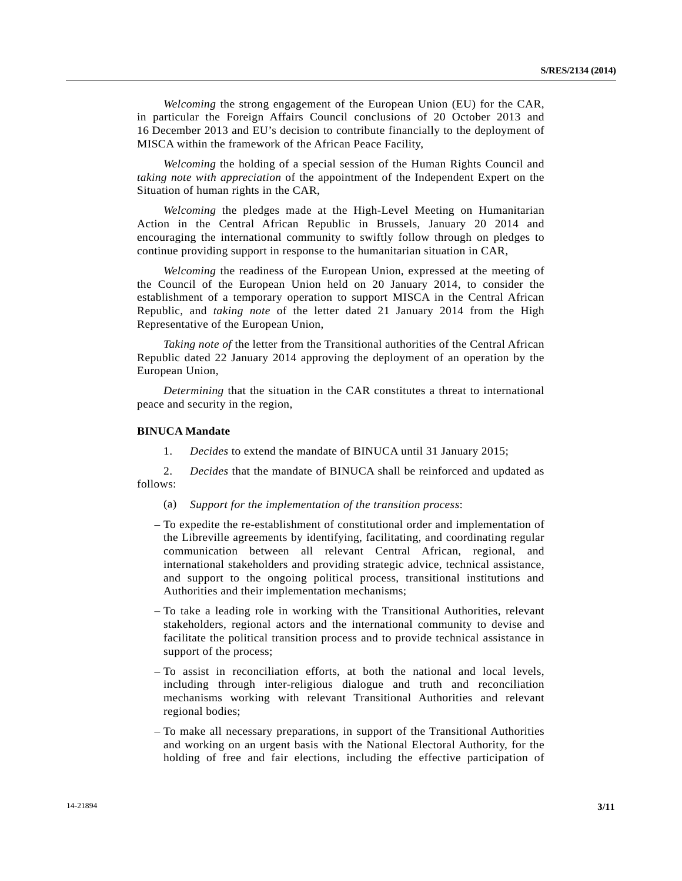*Welcoming* the strong engagement of the European Union (EU) for the CAR, in particular the Foreign Affairs Council conclusions of 20 October 2013 and 16 December 2013 and EU's decision to contribute financially to the deployment of MISCA within the framework of the African Peace Facility,

*Welcoming* the holding of a special session of the Human Rights Council and *taking note with appreciation* of the appointment of the Independent Expert on the Situation of human rights in the CAR,

*Welcoming* the pledges made at the High-Level Meeting on Humanitarian Action in the Central African Republic in Brussels, January 20 2014 and encouraging the international community to swiftly follow through on pledges to continue providing support in response to the humanitarian situation in CAR,

*Welcoming* the readiness of the European Union, expressed at the meeting of the Council of the European Union held on 20 January 2014, to consider the establishment of a temporary operation to support MISCA in the Central African Republic, and *taking note* of the letter dated 21 January 2014 from the High Representative of the European Union,

*Taking note of* the letter from the Transitional authorities of the Central African Republic dated 22 January 2014 approving the deployment of an operation by the European Union,

*Determining* that the situation in the CAR constitutes a threat to international peace and security in the region,

**BINUCA Mandate**

1. *Decides* to extend the mandate of BINUCA until 31 January 2015;

2. *Decides* that the mandate of BINUCA shall be reinforced and updated as follows:

(a) *Support for the implementation of the transition process*:

– To expedite the re-establishment of constitutional order and implementation of the Libreville agreements by identifying, facilitating, and coordinating regular communication between all relevant Central African, regional, and international stakeholders and providing strategic advice, technical assistance, and support to the ongoing political process, transitional institutions and Authorities and their implementation mechanisms;

– To take a leading role in working with the Transitional Authorities, relevant stakeholders, regional actors and the international community to devise and facilitate the political transition process and to provide technical assistance in support of the process;

– To assist in reconciliation efforts, at both the national and local levels, including through inter-religious dialogue and truth and reconciliation mechanisms working with relevant Transitional Authorities and relevant regional bodies;

– To make all necessary preparations, in support of the Transitional Authorities and working on an urgent basis with the National Electoral Authority, for the holding of free and fair elections, including the effective participation of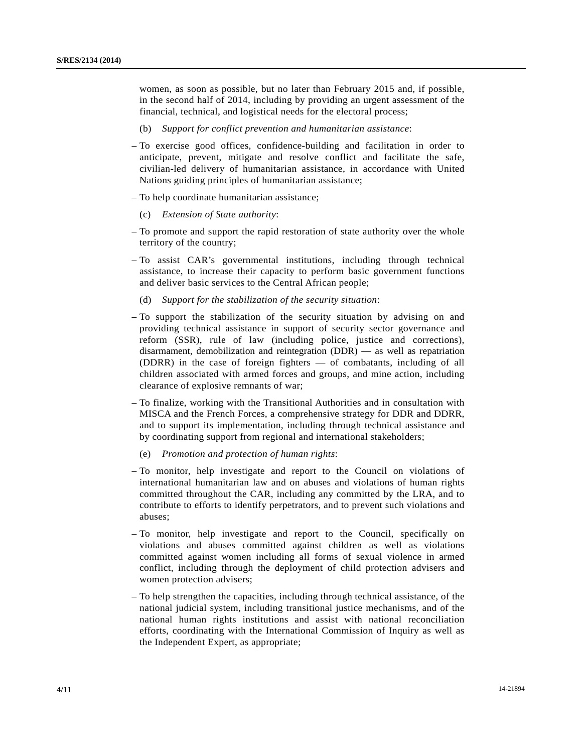women, as soon as possible, but no later than February 2015 and, if possible, in the second half of 2014, including by providing an urgent assessment of the financial, technical, and logistical needs for the electoral process;

(b) *Support for conflict prevention and humanitarian assistance*:

– To exercise good offices, confidence-building and facilitation in order to anticipate, prevent, mitigate and resolve conflict and facilitate the safe, civilian-led delivery of humanitarian assistance, in accordance with United Nations guiding principles of humanitarian assistance;

– To help coordinate humanitarian assistance;

(c) *Extension of State authority*:

– To promote and support the rapid restoration of state authority over the whole territory of the country;

– To assist CAR's governmental institutions, including through technical assistance, to increase their capacity to perform basic government functions and deliver basic services to the Central African people;

(d) *Support for the stabilization of the security situation*:

– To support the stabilization of the security situation by advising on and providing technical assistance in support of security sector governance and reform (SSR), rule of law (including police, justice and corrections), disarmament, demobilization and reintegration (DDR) — as well as repatriation (DDRR) in the case of foreign fighters — of combatants, including of all children associated with armed forces and groups, and mine action, including clearance of explosive remnants of war;

– To finalize, working with the Transitional Authorities and in consultation with MISCA and the French Forces, a comprehensive strategy for DDR and DDRR, and to support its implementation, including through technical assistance and by coordinating support from regional and international stakeholders;

(e) *Promotion and protection of human rights*:

– To monitor, help investigate and report to the Council on violations of international humanitarian law and on abuses and violations of human rights committed throughout the CAR, including any committed by the LRA, and to contribute to efforts to identify perpetrators, and to prevent such violations and abuses;

– To monitor, help investigate and report to the Council, specifically on violations and abuses committed against children as well as violations committed against women including all forms of sexual violence in armed conflict, including through the deployment of child protection advisers and women protection advisers;

– To help strengthen the capacities, including through technical assistance, of the national judicial system, including transitional justice mechanisms, and of the national human rights institutions and assist with national reconciliation efforts, coordinating with the International Commission of Inquiry as well as the Independent Expert, as appropriate;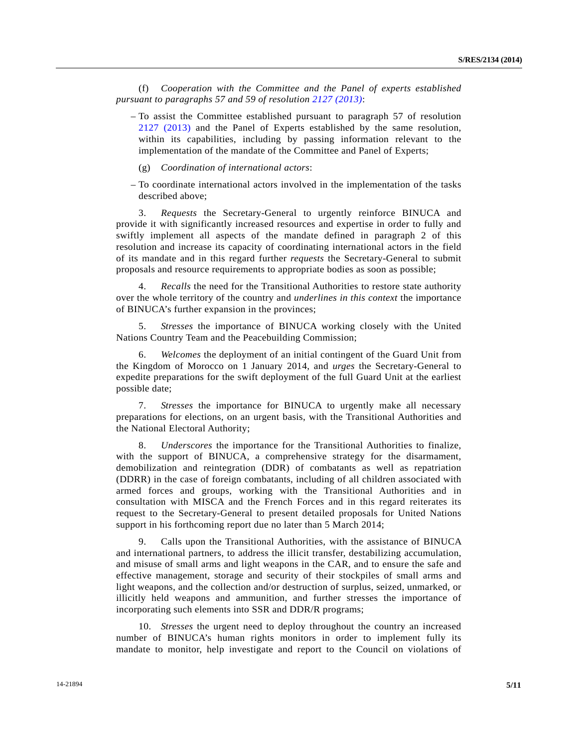(f) *Cooperation with the Committee and the Panel of experts established pursuant to paragraphs 57 and 59 of resolution 2127 (2013)*:

– To assist the Committee established pursuant to paragraph 57 of resolution 2127 (2013) and the Panel of Experts established by the same resolution, within its capabilities, including by passing information relevant to the implementation of the mandate of the Committee and Panel of Experts;

(g) *Coordination of international actors*:

– To coordinate international actors involved in the implementation of the tasks described above;

3. *Requests* the Secretary-General to urgently reinforce BINUCA and provide it with significantly increased resources and expertise in order to fully and swiftly implement all aspects of the mandate defined in paragraph 2 of this resolution and increase its capacity of coordinating international actors in the field of its mandate and in this regard further *requests* the Secretary-General to submit proposals and resource requirements to appropriate bodies as soon as possible;

4. *Recalls* the need for the Transitional Authorities to restore state authority over the whole territory of the country and *underlines in this context* the importance of BINUCA's further expansion in the provinces;

5. *Stresses* the importance of BINUCA working closely with the United Nations Country Team and the Peacebuilding Commission;

6. *Welcomes* the deployment of an initial contingent of the Guard Unit from the Kingdom of Morocco on 1 January 2014, and *urges* the Secretary-General to expedite preparations for the swift deployment of the full Guard Unit at the earliest possible date;

7. *Stresses* the importance for BINUCA to urgently make all necessary preparations for elections, on an urgent basis, with the Transitional Authorities and the National Electoral Authority;

8. *Underscores* the importance for the Transitional Authorities to finalize, with the support of BINUCA, a comprehensive strategy for the disarmament, demobilization and reintegration (DDR) of combatants as well as repatriation (DDRR) in the case of foreign combatants, including of all children associated with armed forces and groups, working with the Transitional Authorities and in consultation with MISCA and the French Forces and in this regard reiterates its request to the Secretary-General to present detailed proposals for United Nations support in his forthcoming report due no later than 5 March 2014;

9. Calls upon the Transitional Authorities, with the assistance of BINUCA and international partners, to address the illicit transfer, destabilizing accumulation, and misuse of small arms and light weapons in the CAR, and to ensure the safe and effective management, storage and security of their stockpiles of small arms and light weapons, and the collection and/or destruction of surplus, seized, unmarked, or illicitly held weapons and ammunition, and further stresses the importance of incorporating such elements into SSR and DDR/R programs;

10. *Stresses* the urgent need to deploy throughout the country an increased number of BINUCA's human rights monitors in order to implement fully its mandate to monitor, help investigate and report to the Council on violations of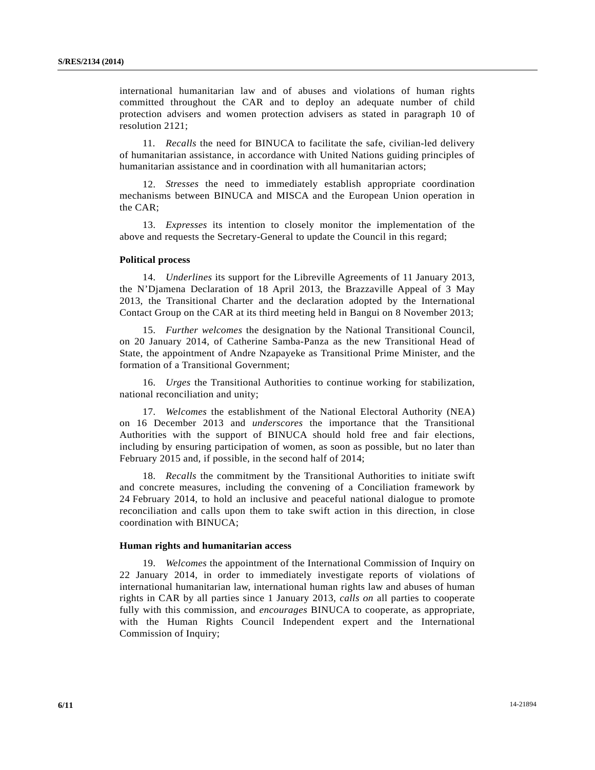international humanitarian law and of abuses and violations of human rights committed throughout the CAR and to deploy an adequate number of child protection advisers and women protection advisers as stated in paragraph 10 of resolution 2121;

11. *Recalls* the need for BINUCA to facilitate the safe, civilian-led delivery of humanitarian assistance, in accordance with United Nations guiding principles of humanitarian assistance and in coordination with all humanitarian actors;

12. *Stresses* the need to immediately establish appropriate coordination mechanisms between BINUCA and MISCA and the European Union operation in the CAR;

13. *Expresses* its intention to closely monitor the implementation of the above and requests the Secretary-General to update the Council in this regard;

**Political process**

14. *Underlines* its support for the Libreville Agreements of 11 January 2013, the N'Djamena Declaration of 18 April 2013, the Brazzaville Appeal of 3 May 2013, the Transitional Charter and the declaration adopted by the International Contact Group on the CAR at its third meeting held in Bangui on 8 November 2013;

15. *Further welcomes* the designation by the National Transitional Council, on 20 January 2014, of Catherine Samba-Panza as the new Transitional Head of State, the appointment of Andre Nzapayeke as Transitional Prime Minister, and the formation of a Transitional Government;

16. *Urges* the Transitional Authorities to continue working for stabilization, national reconciliation and unity;

17. *Welcomes* the establishment of the National Electoral Authority (NEA) on 16 December 2013 and *underscores* the importance that the Transitional Authorities with the support of BINUCA should hold free and fair elections, including by ensuring participation of women, as soon as possible, but no later than February 2015 and, if possible, in the second half of 2014;

18. *Recalls* the commitment by the Transitional Authorities to initiate swift and concrete measures, including the convening of a Conciliation framework by 24 February 2014, to hold an inclusive and peaceful national dialogue to promote reconciliation and calls upon them to take swift action in this direction, in close coordination with BINUCA;

**Human rights and humanitarian access**

19. *Welcomes* the appointment of the International Commission of Inquiry on 22 January 2014, in order to immediately investigate reports of violations of international humanitarian law, international human rights law and abuses of human rights in CAR by all parties since 1 January 2013, *calls on* all parties to cooperate fully with this commission, and *encourages* BINUCA to cooperate, as appropriate, with the Human Rights Council Independent expert and the International Commission of Inquiry;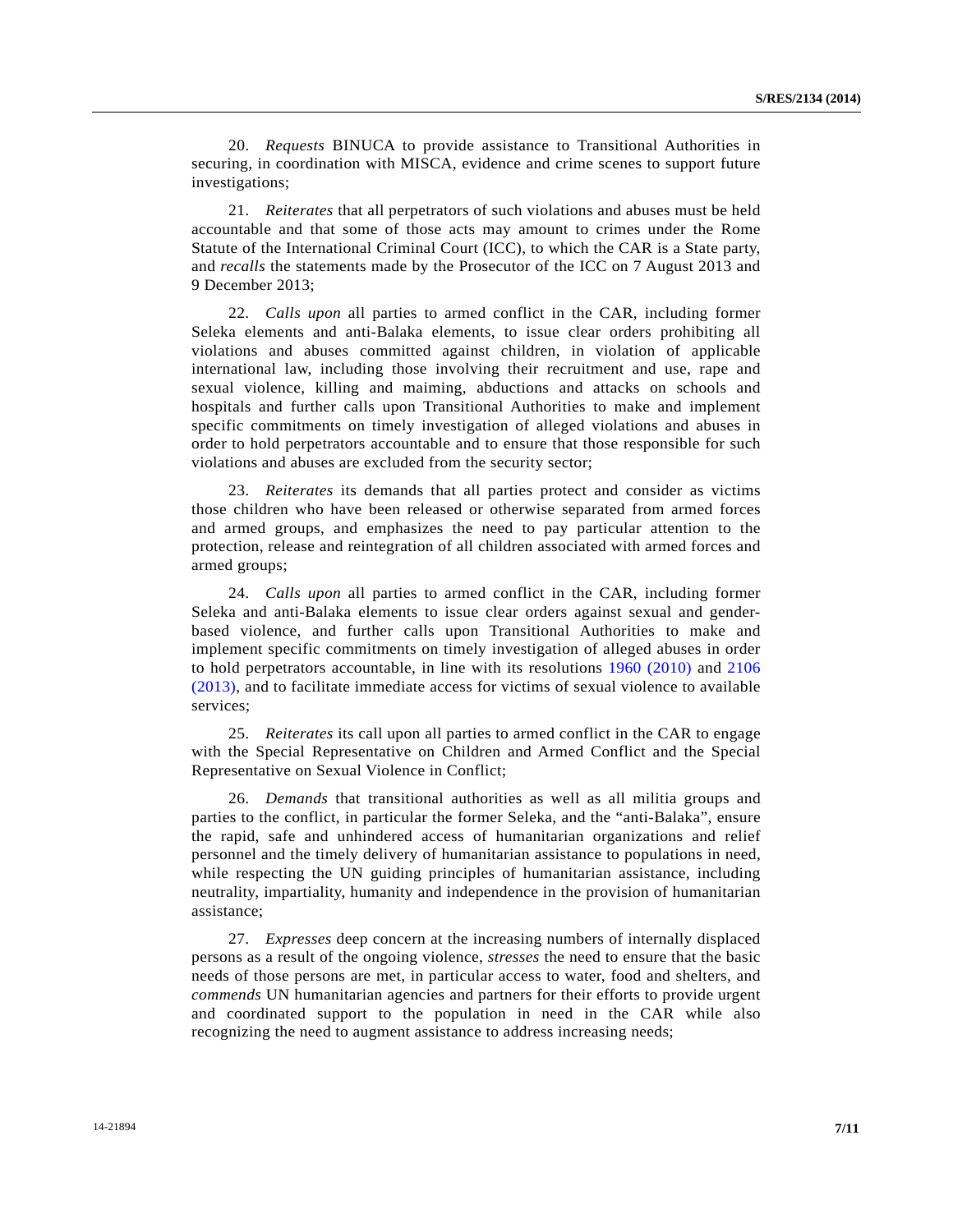20. *Requests* BINUCA to provide assistance to Transitional Authorities in securing, in coordination with MISCA, evidence and crime scenes to support future investigations;

21. *Reiterates* that all perpetrators of such violations and abuses must be held accountable and that some of those acts may amount to crimes under the Rome Statute of the International Criminal Court (ICC), to which the CAR is a State party, and *recalls* the statements made by the Prosecutor of the ICC on 7 August 2013 and 9 December 2013;

22. *Calls upon* all parties to armed conflict in the CAR, including former Seleka elements and anti-Balaka elements, to issue clear orders prohibiting all violations and abuses committed against children, in violation of applicable international law, including those involving their recruitment and use, rape and sexual violence, killing and maiming, abductions and attacks on schools and hospitals and further calls upon Transitional Authorities to make and implement specific commitments on timely investigation of alleged violations and abuses in order to hold perpetrators accountable and to ensure that those responsible for such violations and abuses are excluded from the security sector;

23. *Reiterates* its demands that all parties protect and consider as victims those children who have been released or otherwise separated from armed forces and armed groups, and emphasizes the need to pay particular attention to the protection, release and reintegration of all children associated with armed forces and armed groups;

24. *Calls upon* all parties to armed conflict in the CAR, including former Seleka and anti-Balaka elements to issue clear orders against sexual and gender-based violence, and further calls upon Transitional Authorities to make and implement specific commitments on timely investigation of alleged abuses in order to hold perpetrators accountable, in line with its resolutions 1960 (2010) and 2106 (2013), and to facilitate immediate access for victims of sexual violence to available services;

25. *Reiterates* its call upon all parties to armed conflict in the CAR to engage with the Special Representative on Children and Armed Conflict and the Special Representative on Sexual Violence in Conflict;

26. *Demands* that transitional authorities as well as all militia groups and parties to the conflict, in particular the former Seleka, and the "anti-Balaka", ensure the rapid, safe and unhindered access of humanitarian organizations and relief personnel and the timely delivery of humanitarian assistance to populations in need, while respecting the UN guiding principles of humanitarian assistance, including neutrality, impartiality, humanity and independence in the provision of humanitarian assistance;

27. *Expresses* deep concern at the increasing numbers of internally displaced persons as a result of the ongoing violence, *stresses* the need to ensure that the basic needs of those persons are met, in particular access to water, food and shelters, and *commends* UN humanitarian agencies and partners for their efforts to provide urgent and coordinated support to the population in need in the CAR while also recognizing the need to augment assistance to address increasing needs;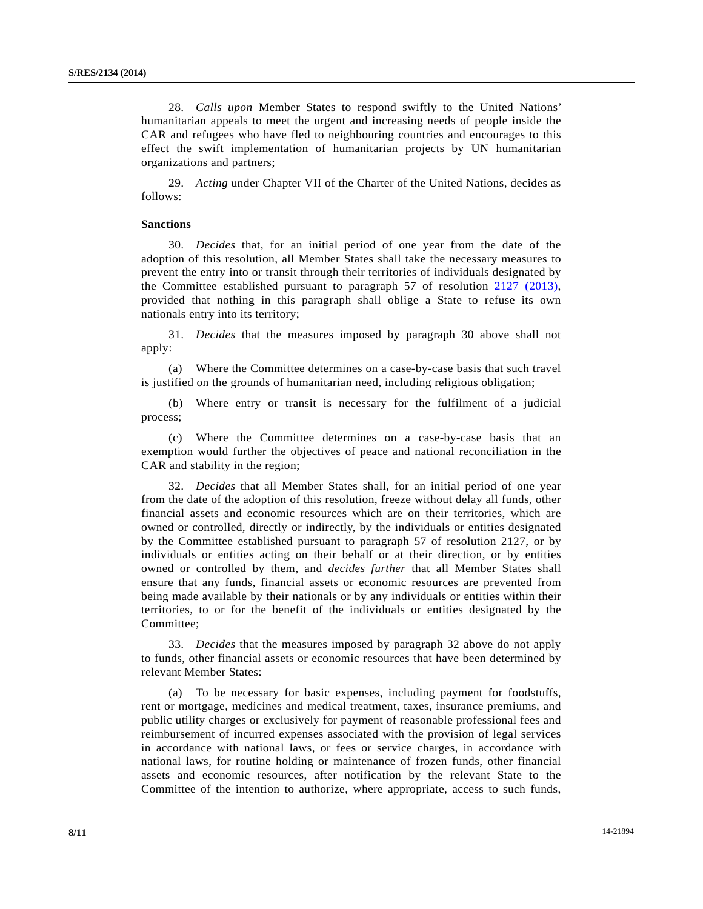28. *Calls upon* Member States to respond swiftly to the United Nations' humanitarian appeals to meet the urgent and increasing needs of people inside the CAR and refugees who have fled to neighbouring countries and encourages to this effect the swift implementation of humanitarian projects by UN humanitarian organizations and partners;

29. *Acting* under Chapter VII of the Charter of the United Nations, decides as follows:

**Sanctions**

30. *Decides* that, for an initial period of one year from the date of the adoption of this resolution, all Member States shall take the necessary measures to prevent the entry into or transit through their territories of individuals designated by the Committee established pursuant to paragraph 57 of resolution 2127 (2013), provided that nothing in this paragraph shall oblige a State to refuse its own nationals entry into its territory;

31. *Decides* that the measures imposed by paragraph 30 above shall not apply:

(a) Where the Committee determines on a case-by-case basis that such travel is justified on the grounds of humanitarian need, including religious obligation;

(b) Where entry or transit is necessary for the fulfilment of a judicial process;

(c) Where the Committee determines on a case-by-case basis that an exemption would further the objectives of peace and national reconciliation in the CAR and stability in the region;

32. *Decides* that all Member States shall, for an initial period of one year from the date of the adoption of this resolution, freeze without delay all funds, other financial assets and economic resources which are on their territories, which are owned or controlled, directly or indirectly, by the individuals or entities designated by the Committee established pursuant to paragraph 57 of resolution 2127, or by individuals or entities acting on their behalf or at their direction, or by entities owned or controlled by them, and *decides further* that all Member States shall ensure that any funds, financial assets or economic resources are prevented from being made available by their nationals or by any individuals or entities within their territories, to or for the benefit of the individuals or entities designated by the Committee;

33. *Decides* that the measures imposed by paragraph 32 above do not apply to funds, other financial assets or economic resources that have been determined by relevant Member States:

(a) To be necessary for basic expenses, including payment for foodstuffs, rent or mortgage, medicines and medical treatment, taxes, insurance premiums, and public utility charges or exclusively for payment of reasonable professional fees and reimbursement of incurred expenses associated with the provision of legal services in accordance with national laws, or fees or service charges, in accordance with national laws, for routine holding or maintenance of frozen funds, other financial assets and economic resources, after notification by the relevant State to the Committee of the intention to authorize, where appropriate, access to such funds,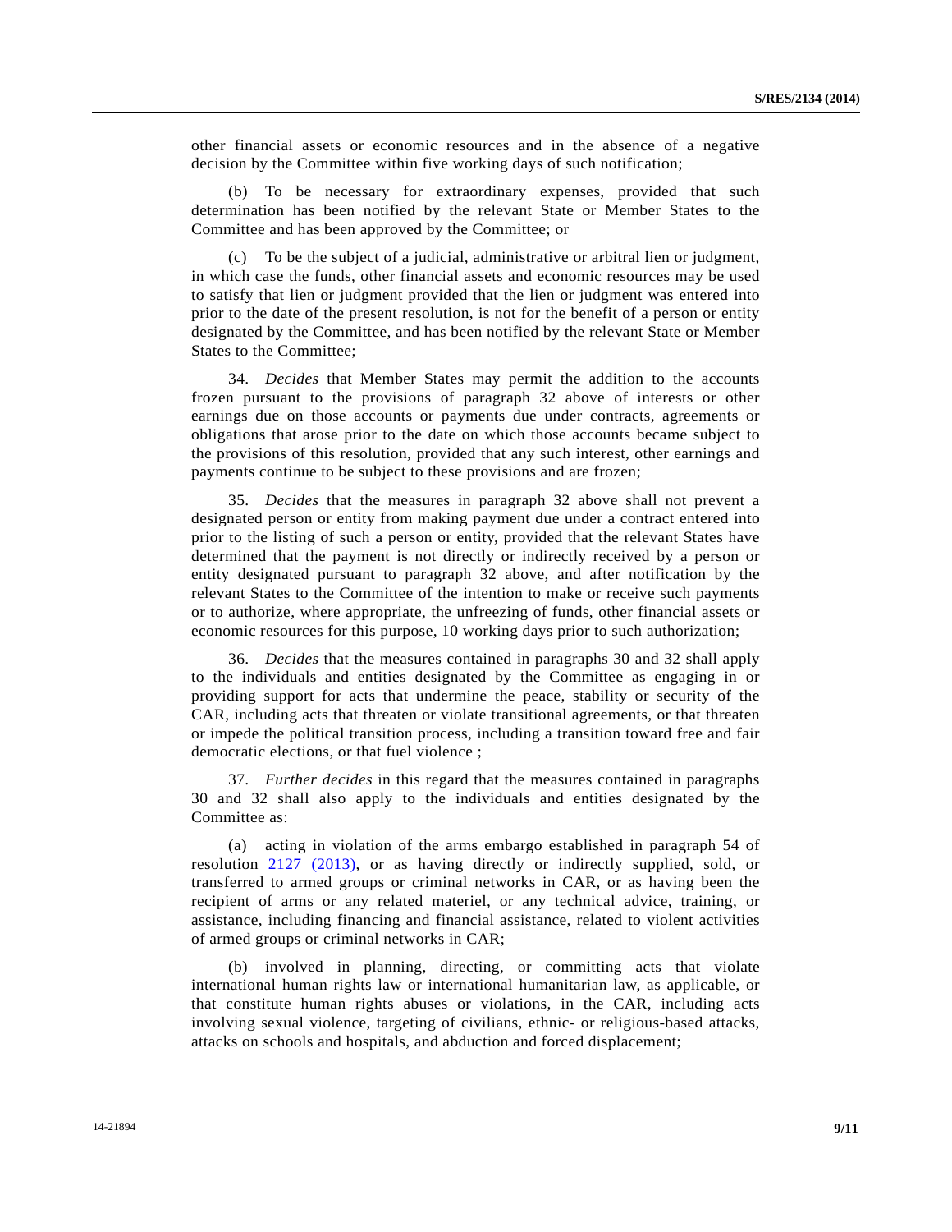other financial assets or economic resources and in the absence of a negative decision by the Committee within five working days of such notification;

(b) To be necessary for extraordinary expenses, provided that such determination has been notified by the relevant State or Member States to the Committee and has been approved by the Committee; or

(c) To be the subject of a judicial, administrative or arbitral lien or judgment, in which case the funds, other financial assets and economic resources may be used to satisfy that lien or judgment provided that the lien or judgment was entered into prior to the date of the present resolution, is not for the benefit of a person or entity designated by the Committee, and has been notified by the relevant State or Member States to the Committee;

34. *Decides* that Member States may permit the addition to the accounts frozen pursuant to the provisions of paragraph 32 above of interests or other earnings due on those accounts or payments due under contracts, agreements or obligations that arose prior to the date on which those accounts became subject to the provisions of this resolution, provided that any such interest, other earnings and payments continue to be subject to these provisions and are frozen;

35. *Decides* that the measures in paragraph 32 above shall not prevent a designated person or entity from making payment due under a contract entered into prior to the listing of such a person or entity, provided that the relevant States have determined that the payment is not directly or indirectly received by a person or entity designated pursuant to paragraph 32 above, and after notification by the relevant States to the Committee of the intention to make or receive such payments or to authorize, where appropriate, the unfreezing of funds, other financial assets or economic resources for this purpose, 10 working days prior to such authorization;

36. *Decides* that the measures contained in paragraphs 30 and 32 shall apply to the individuals and entities designated by the Committee as engaging in or providing support for acts that undermine the peace, stability or security of the CAR, including acts that threaten or violate transitional agreements, or that threaten or impede the political transition process, including a transition toward free and fair democratic elections, or that fuel violence ;

37. *Further decides* in this regard that the measures contained in paragraphs 30 and 32 shall also apply to the individuals and entities designated by the Committee as:

(a) acting in violation of the arms embargo established in paragraph 54 of resolution 2127 (2013), or as having directly or indirectly supplied, sold, or transferred to armed groups or criminal networks in CAR, or as having been the recipient of arms or any related materiel, or any technical advice, training, or assistance, including financing and financial assistance, related to violent activities of armed groups or criminal networks in CAR;

(b) involved in planning, directing, or committing acts that violate international human rights law or international humanitarian law, as applicable, or that constitute human rights abuses or violations, in the CAR, including acts involving sexual violence, targeting of civilians, ethnic- or religious-based attacks, attacks on schools and hospitals, and abduction and forced displacement;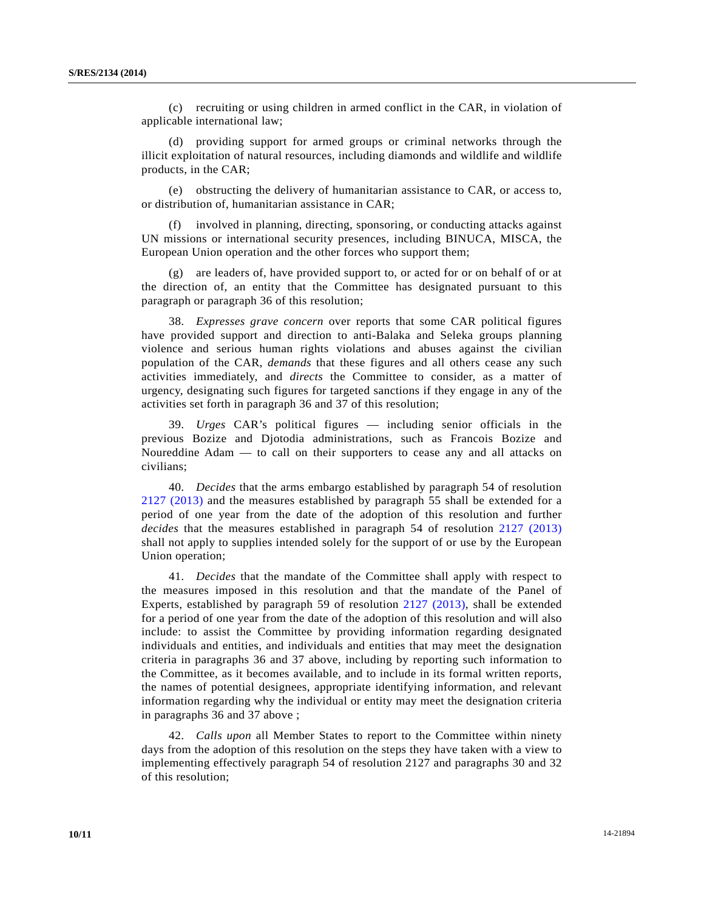(c) recruiting or using children in armed conflict in the CAR, in violation of applicable international law;

(d) providing support for armed groups or criminal networks through the illicit exploitation of natural resources, including diamonds and wildlife and wildlife products, in the CAR;

(e) obstructing the delivery of humanitarian assistance to CAR, or access to, or distribution of, humanitarian assistance in CAR;

(f) involved in planning, directing, sponsoring, or conducting attacks against UN missions or international security presences, including BINUCA, MISCA, the European Union operation and the other forces who support them;

(g) are leaders of, have provided support to, or acted for or on behalf of or at the direction of, an entity that the Committee has designated pursuant to this paragraph or paragraph 36 of this resolution;

38. *Expresses grave concern* over reports that some CAR political figures have provided support and direction to anti-Balaka and Seleka groups planning violence and serious human rights violations and abuses against the civilian population of the CAR, *demands* that these figures and all others cease any such activities immediately, and *directs* the Committee to consider, as a matter of urgency, designating such figures for targeted sanctions if they engage in any of the activities set forth in paragraph 36 and 37 of this resolution;

39. *Urges* CAR's political figures — including senior officials in the previous Bozize and Djotodia administrations, such as Francois Bozize and Noureddine Adam — to call on their supporters to cease any and all attacks on civilians;

40. *Decides* that the arms embargo established by paragraph 54 of resolution 2127 (2013) and the measures established by paragraph 55 shall be extended for a period of one year from the date of the adoption of this resolution and further *decides* that the measures established in paragraph 54 of resolution 2127 (2013) shall not apply to supplies intended solely for the support of or use by the European Union operation;

41. *Decides* that the mandate of the Committee shall apply with respect to the measures imposed in this resolution and that the mandate of the Panel of Experts, established by paragraph 59 of resolution 2127 (2013), shall be extended for a period of one year from the date of the adoption of this resolution and will also include: to assist the Committee by providing information regarding designated individuals and entities, and individuals and entities that may meet the designation criteria in paragraphs 36 and 37 above, including by reporting such information to the Committee, as it becomes available, and to include in its formal written reports, the names of potential designees, appropriate identifying information, and relevant information regarding why the individual or entity may meet the designation criteria in paragraphs 36 and 37 above ;

42. *Calls upon* all Member States to report to the Committee within ninety days from the adoption of this resolution on the steps they have taken with a view to implementing effectively paragraph 54 of resolution 2127 and paragraphs 30 and 32 of this resolution;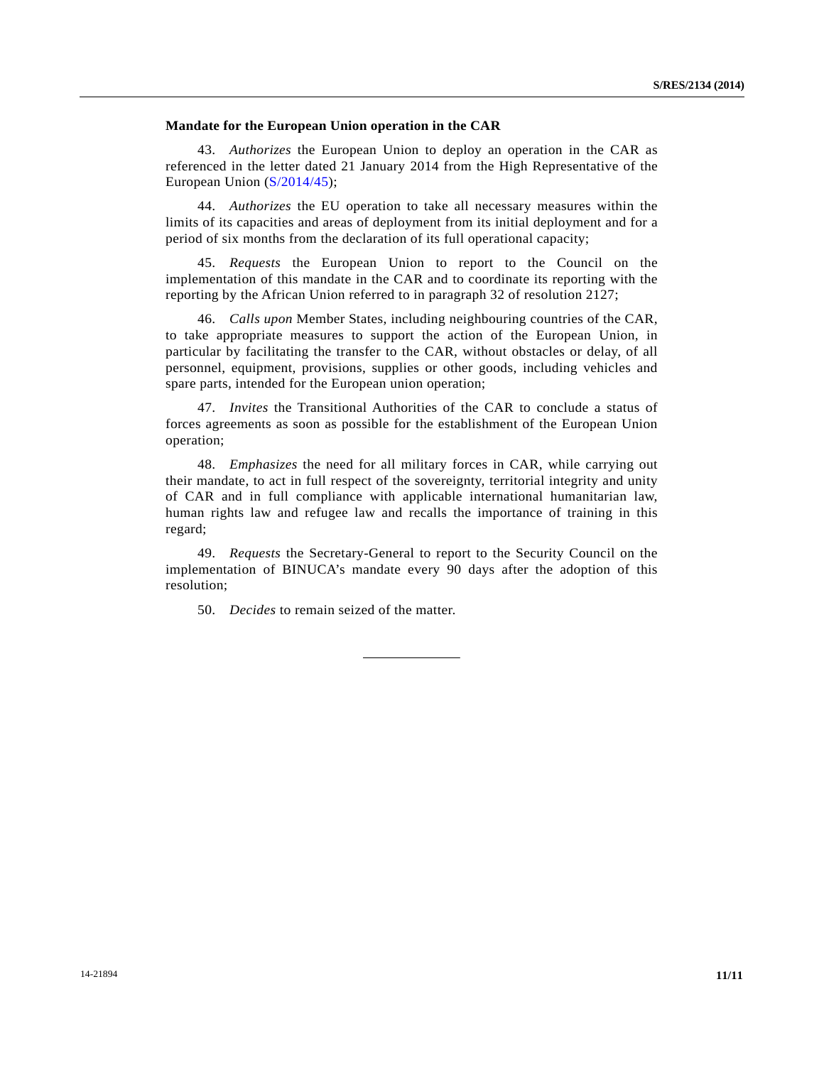**Mandate for the European Union operation in the CAR**

43. *Authorizes* the European Union to deploy an operation in the CAR as referenced in the letter dated 21 January 2014 from the High Representative of the European Union (S/2014/45);

44. *Authorizes* the EU operation to take all necessary measures within the limits of its capacities and areas of deployment from its initial deployment and for a period of six months from the declaration of its full operational capacity;

45. *Requests* the European Union to report to the Council on the implementation of this mandate in the CAR and to coordinate its reporting with the reporting by the African Union referred to in paragraph 32 of resolution 2127;

46. *Calls upon* Member States, including neighbouring countries of the CAR, to take appropriate measures to support the action of the European Union, in particular by facilitating the transfer to the CAR, without obstacles or delay, of all personnel, equipment, provisions, supplies or other goods, including vehicles and spare parts, intended for the European union operation;

47. *Invites* the Transitional Authorities of the CAR to conclude a status of forces agreements as soon as possible for the establishment of the European Union operation;

48. *Emphasizes* the need for all military forces in CAR, while carrying out their mandate, to act in full respect of the sovereignty, territorial integrity and unity of CAR and in full compliance with applicable international humanitarian law, human rights law and refugee law and recalls the importance of training in this regard;

49. *Requests* the Secretary-General to report to the Security Council on the implementation of BINUCA's mandate every 90 days after the adoption of this resolution;

50. *Decides* to remain seized of the matter.